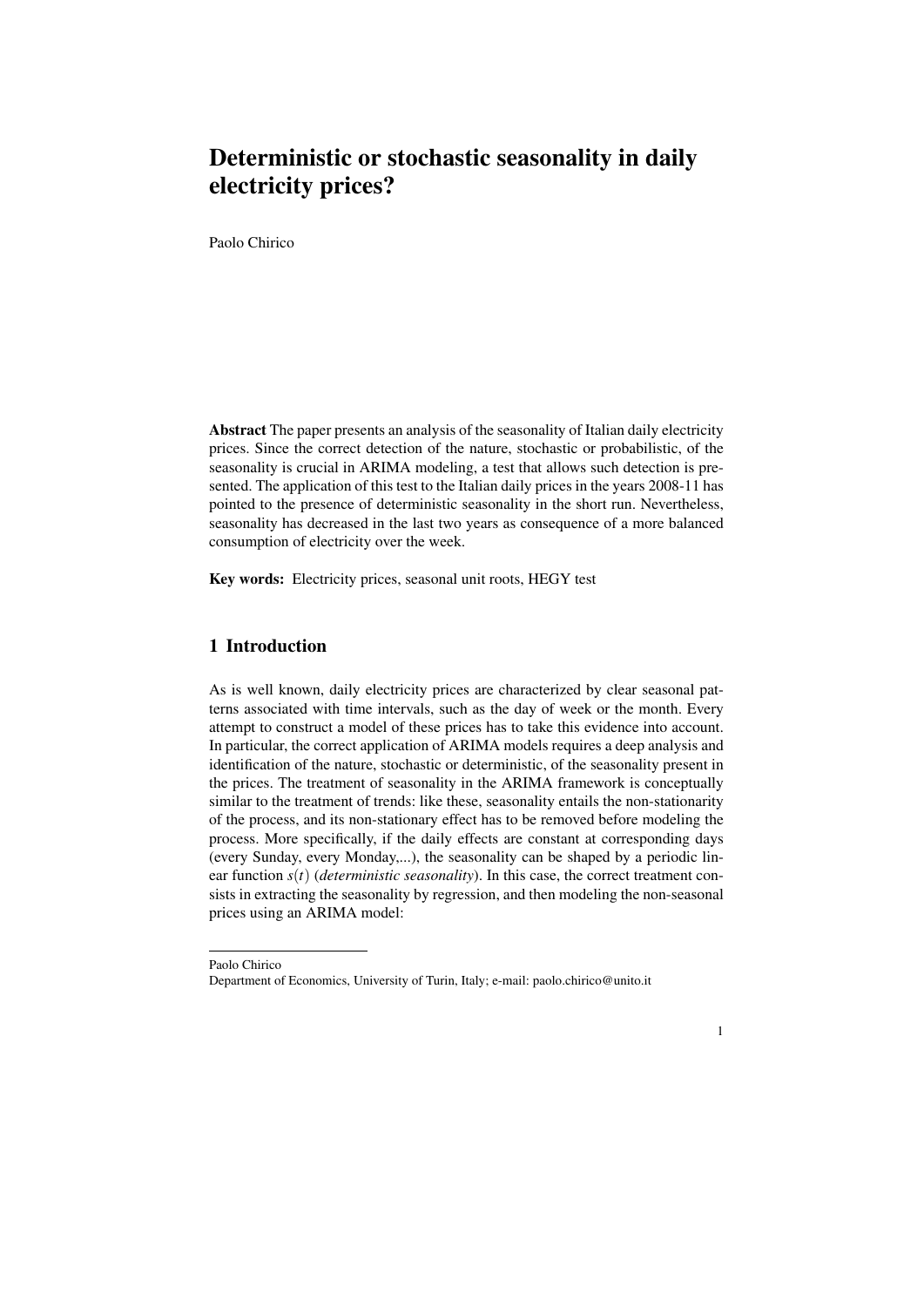# Deterministic or stochastic seasonality in daily electricity prices?

Paolo Chirico

**Abstract** The paper presents an analysis of the seasonality of Italian daily electricity prices. Since the correct detection of the nature, stochastic or probabilistic, of the seasonality is crucial in ARIMA modeling, a test that allows such detection is presented. The application of this test to the Italian daily prices in the years 2008-11 has pointed to the presence of deterministic seasonality in the short run. Nevertheless, seasonality has decreased in the last two years as consequence of a more balanced consumption of electricity over the week.

**Key words:** Electricity prices, seasonal unit roots, HEGY test

## 1 Introduction

As is well known, daily electricity prices are characterized by clear seasonal patterns associated with time intervals, such as the day of week or the month. Every attempt to construct a model of these prices has to take this evidence into account. In particular, the correct application of ARIMA models requires a deep analysis and identification of the nature, stochastic or deterministic, of the seasonality present in the prices. The treatment of seasonality in the ARIMA framework is conceptually similar to the treatment of trends: like these, seasonality entails the non-stationarity of the process, and its non-stationary effect has to be removed before modeling the process. More specifically, if the daily effects are constant at corresponding days (every Sunday, every Monday,...), the seasonality can be shaped by a periodic linear function $s(t)$ (*deterministic seasonality*). In this case, the correct treatment consists in extracting the seasonality by regression, and then modeling the non-seasonal prices using an ARIMA model:

---

Paolo Chirico
Department of Economics, University of Turin, Italy; e-mail: paolo.chirico@unito.it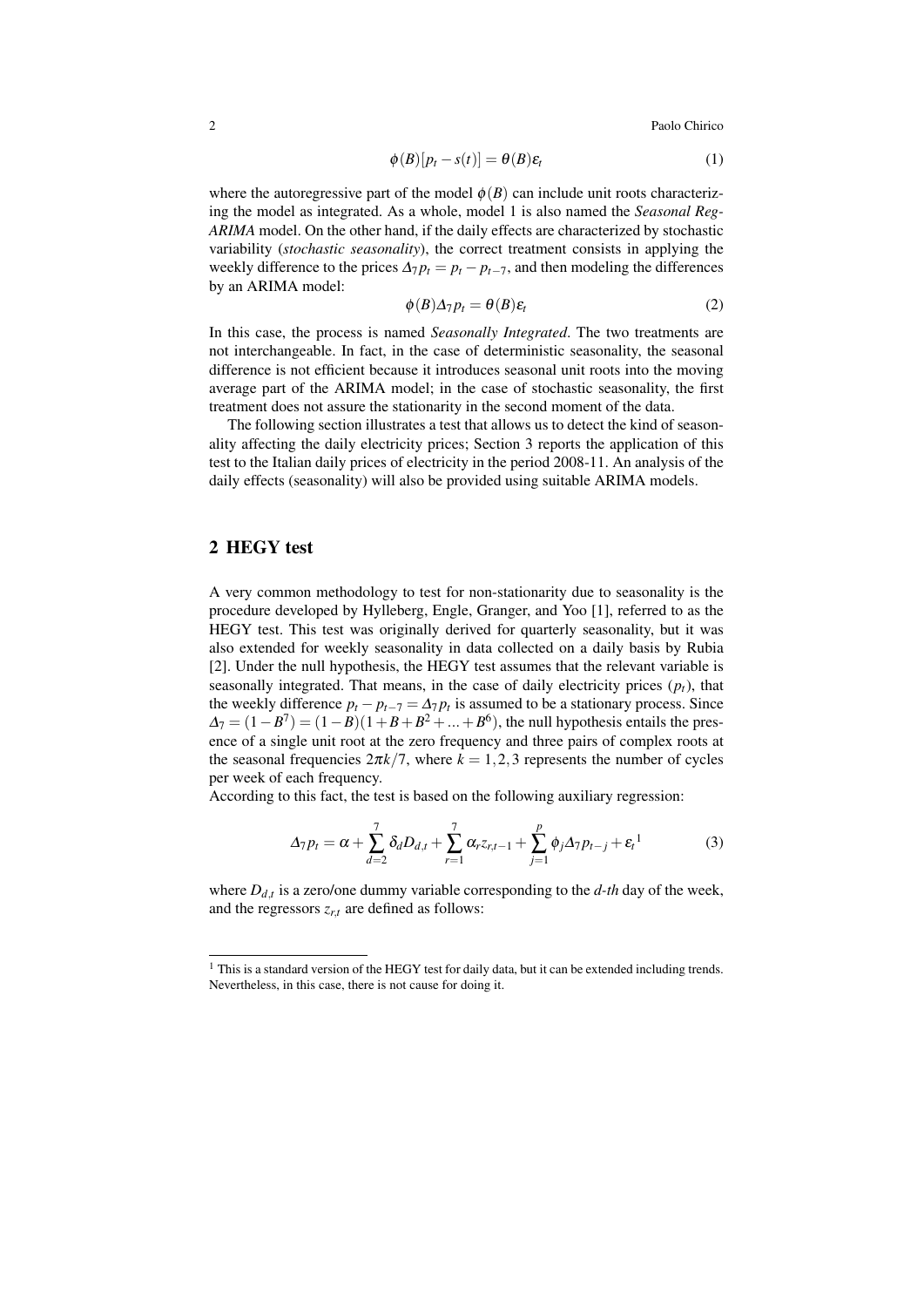$$\phi(B)[p_t - s(t)] = \theta(B)\varepsilon_t \tag{1}$$

where the autoregressive part of the model $\phi(B)$ can include unit roots characterizing the model as integrated. As a whole, model 1 is also named the *Seasonal Reg-ARIMA* model. On the other hand, if the daily effects are characterized by stochastic variability (*stochastic seasonality*), the correct treatment consists in applying the weekly difference to the prices $\Delta_7 p_t = p_t - p_{t-7}$, and then modeling the differences by an ARIMA model:

$$\phi(B)\Delta_7 p_t = \theta(B)\varepsilon_t \tag{2}$$

In this case, the process is named *Seasonally Integrated*. The two treatments are not interchangeable. In fact, in the case of deterministic seasonality, the seasonal difference is not efficient because it introduces seasonal unit roots into the moving average part of the ARIMA model; in the case of stochastic seasonality, the first treatment does not assure the stationarity in the second moment of the data.

The following section illustrates a test that allows us to detect the kind of seasonality affecting the daily electricity prices; Section 3 reports the application of this test to the Italian daily prices of electricity in the period 2008-11. An analysis of the daily effects (seasonality) will also be provided using suitable ARIMA models.

## 2 HEGY test

A very common methodology to test for non-stationarity due to seasonality is the procedure developed by Hylleberg, Engle, Granger, and Yoo [1], referred to as the HEGY test. This test was originally derived for quarterly seasonality, but it was also extended for weekly seasonality in data collected on a daily basis by Rubia [2]. Under the null hypothesis, the HEGY test assumes that the relevant variable is seasonally integrated. That means, in the case of daily electricity prices ($p_t$), that the weekly difference $p_t - p_{t-7} = \Delta_7 p_t$ is assumed to be a stationary process. Since $\Delta_7 = (1 - B^7) = (1 - B)(1 + B + B^2 + \ldots + B^6)$, the null hypothesis entails the presence of a single unit root at the zero frequency and three pairs of complex roots at the seasonal frequencies $2\pi k/7$, where $k = 1, 2, 3$ represents the number of cycles per week of each frequency.

According to this fact, the test is based on the following auxiliary regression:

$$\Delta_7 p_t = \alpha + \sum_{d=2}^{7} \delta_d D_{d,t} + \sum_{r=1}^{7} \alpha_r z_{r,t-1} + \sum_{j=1}^{p} \phi_j \Delta_7 p_{t-j} + \varepsilon_t \text{ [1]} \tag{3}$$

where $D_{d,t}$ is a zero/one dummy variable corresponding to the *d-th* day of the week, and the regressors $z_{r,t}$ are defined as follows:

[1] This is a standard version of the HEGY test for daily data, but it can be extended including trends. Nevertheless, in this case, there is not cause for doing it.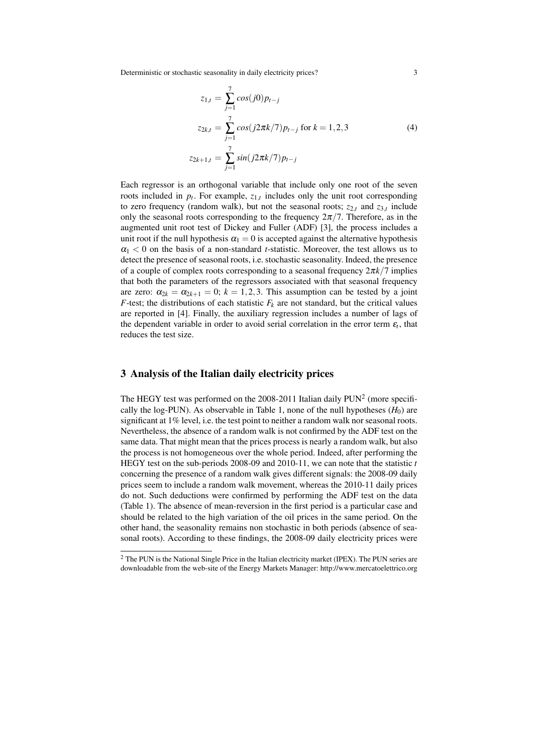$$
\begin{aligned}
z_{1,t} &= \sum_{j=1}^{7} cos(j0)p_{t-j} \\
z_{2k,t} &= \sum_{j=1}^{7} cos(j2\pi k/7)p_{t-j} \text{ for } k = 1,2,3 \\
z_{2k+1,t} &= \sum_{j=1}^{7} sin(j2\pi k/7)p_{t-j}
\end{aligned}
\tag{4}
$$

Each regressor is an orthogonal variable that include only one root of the seven roots included in $p_t$. For example, $z_{1,t}$ includes only the unit root corresponding to zero frequency (random walk), but not the seasonal roots; $z_{2,t}$ and $z_{3,t}$ include only the seasonal roots corresponding to the frequency $2\pi/7$. Therefore, as in the augmented unit root test of Dickey and Fuller (ADF) [3], the process includes a unit root if the null hypothesis $\alpha_1 = 0$ is accepted against the alternative hypothesis $\alpha_1 < 0$ on the basis of a non-standard *t*-statistic. Moreover, the test allows us to detect the presence of seasonal roots, i.e. stochastic seasonality. Indeed, the presence of a couple of complex roots corresponding to a seasonal frequency $2\pi k/7$ implies that both the parameters of the regressors associated with that seasonal frequency are zero: $\alpha_{2k} = \alpha_{2k+1} = 0$; $k = 1,2,3$. This assumption can be tested by a joint *F*-test; the distributions of each statistic $F_k$ are not standard, but the critical values are reported in [4]. Finally, the auxiliary regression includes a number of lags of the dependent variable in order to avoid serial correlation in the error term $\varepsilon_t$, that reduces the test size.

## 3 Analysis of the Italian daily electricity prices

The HEGY test was performed on the 2008-2011 Italian daily PUN[2] (more specifically the log-PUN). As observable in Table 1, none of the null hypotheses ($H_0$) are significant at 1% level, i.e. the test point to neither a random walk nor seasonal roots. Nevertheless, the absence of a random walk is not confirmed by the ADF test on the same data. That might mean that the prices process is nearly a random walk, but also the process is not homogeneous over the whole period. Indeed, after performing the HEGY test on the sub-periods 2008-09 and 2010-11, we can note that the statistic *t* concerning the presence of a random walk gives different signals: the 2008-09 daily prices seem to include a random walk movement, whereas the 2010-11 daily prices do not. Such deductions were confirmed by performing the ADF test on the data (Table 1). The absence of mean-reversion in the first period is a particular case and should be related to the high variation of the oil prices in the same period. On the other hand, the seasonality remains non stochastic in both periods (absence of seasonal roots). According to these findings, the 2008-09 daily electricity prices were

[2] The PUN is the National Single Price in the Italian electricity market (IPEX). The PUN series are downloadable from the web-site of the Energy Markets Manager: http://www.mercatoelettrico.org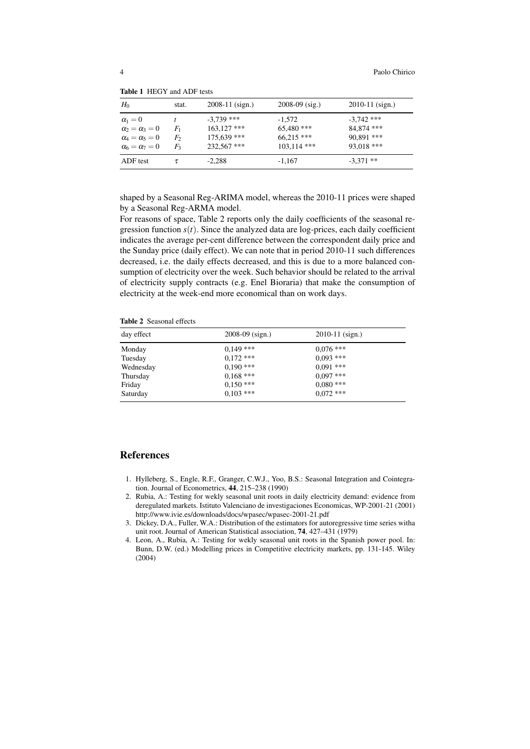**Table 1** HEGY and ADF tests

| $H_0$ | stat. | 2008-11 (sign.) | 2008-09 (sig.) | 2010-11 (sign.) |
|---|---|---|---|---|
| $\alpha_1 = 0$ | $t$ | -3,739 *** | -1,572 | -3,742 *** |
| $\alpha_2 = \alpha_3 = 0$ | $F_1$ | 163,127 *** | 65,480 *** | 84,874 *** |
| $\alpha_4 = \alpha_5 = 0$ | $F_2$ | 175,639 *** | 66,215 *** | 90,891 *** |
| $\alpha_6 = \alpha_7 = 0$ | $F_3$ | 232,567 *** | 103,114 *** | 93,018 *** |
| ADF test | $\tau$ | -2,288 | -1,167 | -3,371 ** |

shaped by a Seasonal Reg-ARIMA model, whereas the 2010-11 prices were shaped by a Seasonal Reg-ARMA model.

For reasons of space, Table 2 reports only the daily coefficients of the seasonal regression function $s(t)$. Since the analyzed data are log-prices, each daily coefficient indicates the average per-cent difference between the correspondent daily price and the Sunday price (daily effect). We can note that in period 2010-11 such differences decreased, i.e. the daily effects decreased, and this is due to a more balanced consumption of electricity over the week. Such behavior should be related to the arrival of electricity supply contracts (e.g. Enel Bioraria) that make the consumption of electricity at the week-end more economical than on work days.

**Table 2** Seasonal effects

| day effect | 2008-09 (sign.) | 2010-11 (sign.) |
|---|---|---|
| Monday | 0,149 *** | 0,076 *** |
| Tuesday | 0,172 *** | 0,093 *** |
| Wednesday | 0,190 *** | 0,091 *** |
| Thursday | 0,168 *** | 0,097 *** |
| Friday | 0,150 *** | 0,080 *** |
| Saturday | 0,103 *** | 0,072 *** |

## References

1. Hylleberg, S., Engle, R.F., Granger, C.W.J., Yoo, B.S.: Seasonal Integration and Cointegration. Journal of Econometrics, **44**, 215–238 (1990)
2. Rubia, A.: Testing for wekly seasonal unit roots in daily electricity demand: evidence from deregulated markets. Istituto Valenciano de investigaciones Economicas, WP-2001-21 (2001) http://www.ivie.es/downloads/docs/wpasec/wpasec-2001-21.pdf
3. Dickey, D.A., Fuller, W.A.: Distribution of the estimators for autoregressive time series witha unit root. Journal of American Statistical association, **74**, 427–431 (1979)
4. Leon, A., Rubia, A.: Testing for wekly seasonal unit roots in the Spanish power pool. In: Bunn, D.W. (ed.) Modelling prices in Competitive electricity markets, pp. 131-145. Wiley (2004)